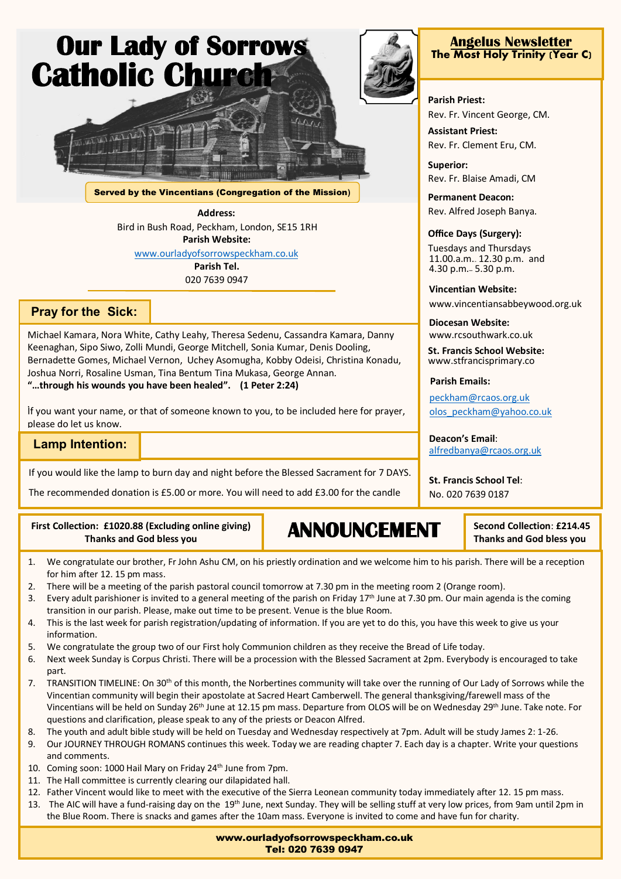# Our Lady of Sorrows Catholic Church

**Served by the Vincentians (Congregation of the Mission)**

**Address:**
Bird in Bush Road, Peckham, London, SE15 1RH

**Parish Website:**
www.ourladyofsorrowspeckham.co.uk

**Parish Tel.**
020 7639 0947

## Angelus Newsletter
**The Most Holy Trinity (Year C)**

**Parish Priest:**
Rev. Fr. Vincent George, CM.

**Assistant Priest:**
Rev. Fr. Clement Eru, CM.

**Superior:**
Rev. Fr. Blaise Amadi, CM

**Permanent Deacon:**
Rev. Alfred Joseph Banya.

**Office Days (Surgery):**
Tuesdays and Thursdays
11.00.a.m.. 12.30 p.m. and
4.30 p.m.– 5.30 p.m.

**Vincentian Website:**
www.vincentiansabbeywood.org.uk

**Diocesan Website:**
www.rcsouthwark.co.uk

**St. Francis School Website:**
www.stfrancisprimary.co

**Parish Emails:**
peckham@rcaos.org.uk
olos_peckham@yahoo.co.uk

**Deacon's Email**:
alfredbanya@rcaos.org.uk

**St. Francis School Tel**:
No. 020 7639 0187

## Pray for the Sick:

Michael Kamara, Nora White, Cathy Leahy, Theresa Sedenu, Cassandra Kamara, Danny Keenaghan, Sipo Siwo, Zolli Mundi, George Mitchell, Sonia Kumar, Denis Dooling, Bernadette Gomes, Michael Vernon, Uchey Asomugha, Kobby Odeisi, Christina Konadu, Joshua Norri, Rosaline Usman, Tina Bentum Tina Mukasa, George Annan.
**"…through his wounds you have been healed". (1 Peter 2:24)**

If you want your name, or that of someone known to you, to be included here for prayer, please do let us know.

## Lamp Intention:

If you would like the lamp to burn day and night before the Blessed Sacrament for 7 DAYS.

The recommended donation is £5.00 or more. You will need to add £3.00 for the candle

**First Collection: £1020.88 (Excluding online giving)**
**Thanks and God bless you**

**Second Collection**: **£214.45**
**Thanks and God bless you**

## ANNOUNCEMENT

1. We congratulate our brother, Fr John Ashu CM, on his priestly ordination and we welcome him to his parish. There will be a reception for him after 12. 15 pm mass.
2. There will be a meeting of the parish pastoral council tomorrow at 7.30 pm in the meeting room 2 (Orange room).
3. Every adult parishioner is invited to a general meeting of the parish on Friday 17th June at 7.30 pm. Our main agenda is the coming transition in our parish. Please, make out time to be present. Venue is the blue Room.
4. This is the last week for parish registration/updating of information. If you are yet to do this, you have this week to give us your information.
5. We congratulate the group two of our First holy Communion children as they receive the Bread of Life today.
6. Next week Sunday is Corpus Christi. There will be a procession with the Blessed Sacrament at 2pm. Everybody is encouraged to take part.
7. TRANSITION TIMELINE: On 30th of this month, the Norbertines community will take over the running of Our Lady of Sorrows while the Vincentian community will begin their apostolate at Sacred Heart Camberwell. The general thanksgiving/farewell mass of the Vincentians will be held on Sunday 26th June at 12.15 pm mass. Departure from OLOS will be on Wednesday 29th June. Take note. For questions and clarification, please speak to any of the priests or Deacon Alfred.
8. The youth and adult bible study will be held on Tuesday and Wednesday respectively at 7pm. Adult will be study James 2: 1-26.
9. Our JOURNEY THROUGH ROMANS continues this week. Today we are reading chapter 7. Each day is a chapter. Write your questions and comments.
10. Coming soon: 1000 Hail Mary on Friday 24th June from 7pm.
11. The Hall committee is currently clearing our dilapidated hall.
12. Father Vincent would like to meet with the executive of the Sierra Leonean community today immediately after 12. 15 pm mass.
13. The AIC will have a fund-raising day on the 19th June, next Sunday. They will be selling stuff at very low prices, from 9am until 2pm in the Blue Room. There is snacks and games after the 10am mass. Everyone is invited to come and have fun for charity.

**www.ourladyofsorrowspeckham.co.uk**
**Tel: 020 7639 0947**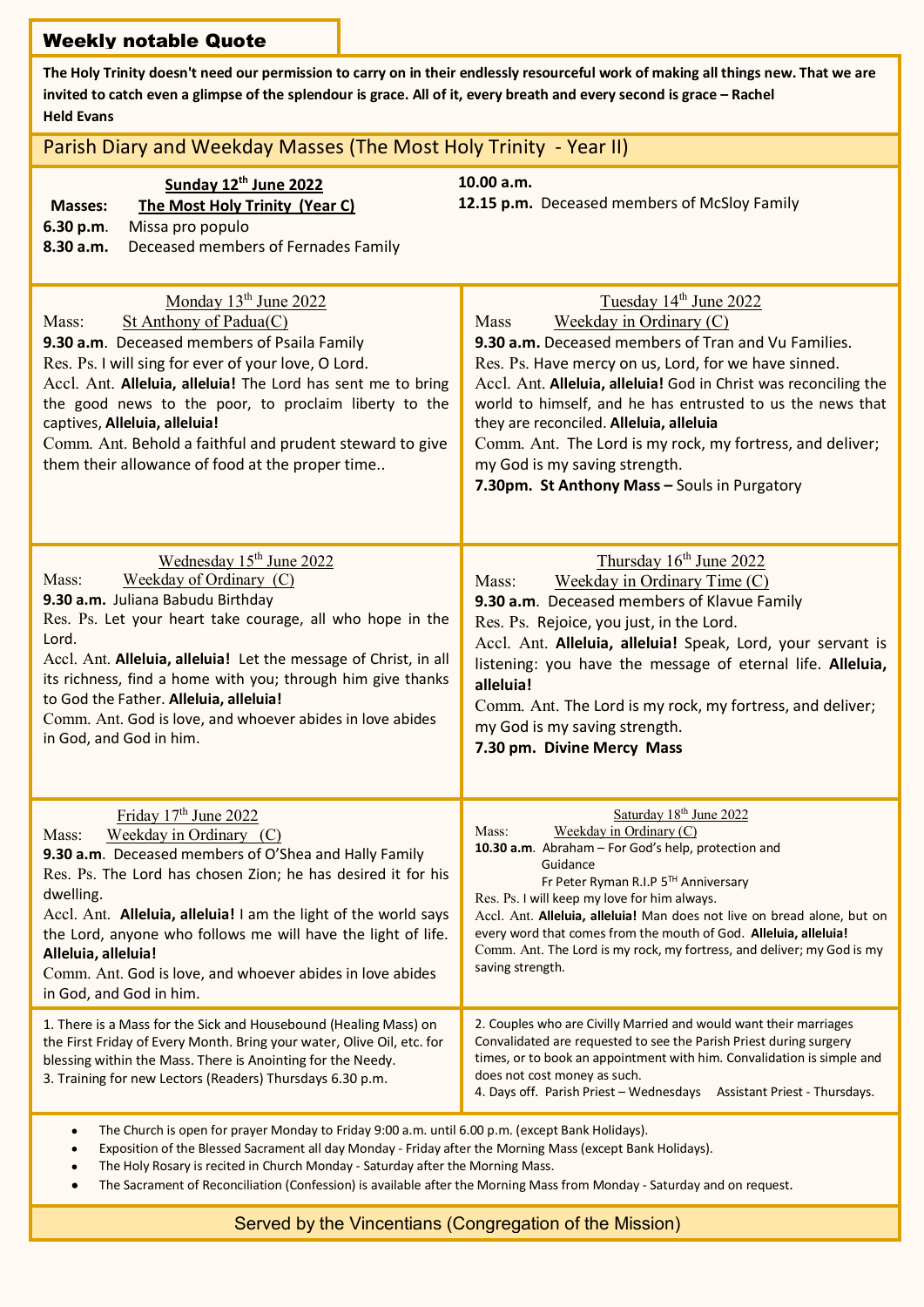## Weekly notable Quote

**The Holy Trinity doesn't need our permission to carry on in their endlessly resourceful work of making all things new. That we are invited to catch even a glimpse of the splendour is grace. All of it, every breath and every second is grace – Rachel Held Evans**

## Parish Diary and Weekday Masses (The Most Holy Trinity - Year II)

**Sunday 12th June 2022**

**Masses:** **The Most Holy Trinity (Year C)**

**6.30 p.m**. Missa pro populo
**8.30 a.m.** Deceased members of Fernades Family
**10.00 a.m.**
**12.15 p.m.** Deceased members of McSloy Family

### Monday 13th June 2022

Mass: St Anthony of Padua(C)

**9.30 a.m**. Deceased members of Psaila Family

Res. Ps. I will sing for ever of your love, O Lord.

Accl. Ant. **Alleluia, alleluia!** The Lord has sent me to bring the good news to the poor, to proclaim liberty to the captives, **Alleluia, alleluia!**

Comm. Ant. Behold a faithful and prudent steward to give them their allowance of food at the proper time..

### Tuesday 14th June 2022

Mass Weekday in Ordinary (C)

**9.30 a.m.** Deceased members of Tran and Vu Families.

Res. Ps. Have mercy on us, Lord, for we have sinned.

Accl. Ant. **Alleluia, alleluia!** God in Christ was reconciling the world to himself, and he has entrusted to us the news that they are reconciled. **Alleluia, alleluia**

Comm. Ant. The Lord is my rock, my fortress, and deliver; my God is my saving strength.

**7.30pm. St Anthony Mass –** Souls in Purgatory

### Wednesday 15th June 2022

Mass: Weekday of Ordinary (C)

**9.30 a.m.** Juliana Babudu Birthday

Res. Ps. Let your heart take courage, all who hope in the Lord.

Accl. Ant. **Alleluia, alleluia!** Let the message of Christ, in all its richness, find a home with you; through him give thanks to God the Father. **Alleluia, alleluia!**

Comm. Ant. God is love, and whoever abides in love abides in God, and God in him.

### Thursday 16th June 2022

Mass: Weekday in Ordinary Time (C)

**9.30 a.m**. Deceased members of Klavue Family

Res. Ps. Rejoice, you just, in the Lord.

Accl. Ant. **Alleluia, alleluia!** Speak, Lord, your servant is listening: you have the message of eternal life. **Alleluia, alleluia!**

Comm. Ant. The Lord is my rock, my fortress, and deliver; my God is my saving strength.

**7.30 pm. Divine Mercy Mass**

### Friday 17th June 2022

Mass: Weekday in Ordinary (C)

**9.30 a.m**. Deceased members of O'Shea and Hally Family

Res. Ps. The Lord has chosen Zion; he has desired it for his dwelling.

Accl. Ant. **Alleluia, alleluia!** I am the light of the world says the Lord, anyone who follows me will have the light of life. **Alleluia, alleluia!**

Comm. Ant. God is love, and whoever abides in love abides in God, and God in him.

### Saturday 18th June 2022

Mass: Weekday in Ordinary (C)

**10.30 a.m**. Abraham – For God's help, protection and Guidance
Fr Peter Ryman R.I.P 5TH Anniversary

Res. Ps. I will keep my love for him always.

Accl. Ant. **Alleluia, alleluia!** Man does not live on bread alone, but on every word that comes from the mouth of God. **Alleluia, alleluia!**

Comm. Ant. The Lord is my rock, my fortress, and deliver; my God is my saving strength.

1. There is a Mass for the Sick and Housebound (Healing Mass) on the First Friday of Every Month. Bring your water, Olive Oil, etc. for blessing within the Mass. There is Anointing for the Needy.
2. Couples who are Civilly Married and would want their marriages Convalidated are requested to see the Parish Priest during surgery times, or to book an appointment with him. Convalidation is simple and does not cost money as such.
3. Training for new Lectors (Readers) Thursdays 6.30 p.m.
4. Days off. Parish Priest – Wednesdays Assistant Priest - Thursdays.

- The Church is open for prayer Monday to Friday 9:00 a.m. until 6.00 p.m. (except Bank Holidays).
- Exposition of the Blessed Sacrament all day Monday - Friday after the Morning Mass (except Bank Holidays).
- The Holy Rosary is recited in Church Monday - Saturday after the Morning Mass.
- The Sacrament of Reconciliation (Confession) is available after the Morning Mass from Monday - Saturday and on request.

Served by the Vincentians (Congregation of the Mission)